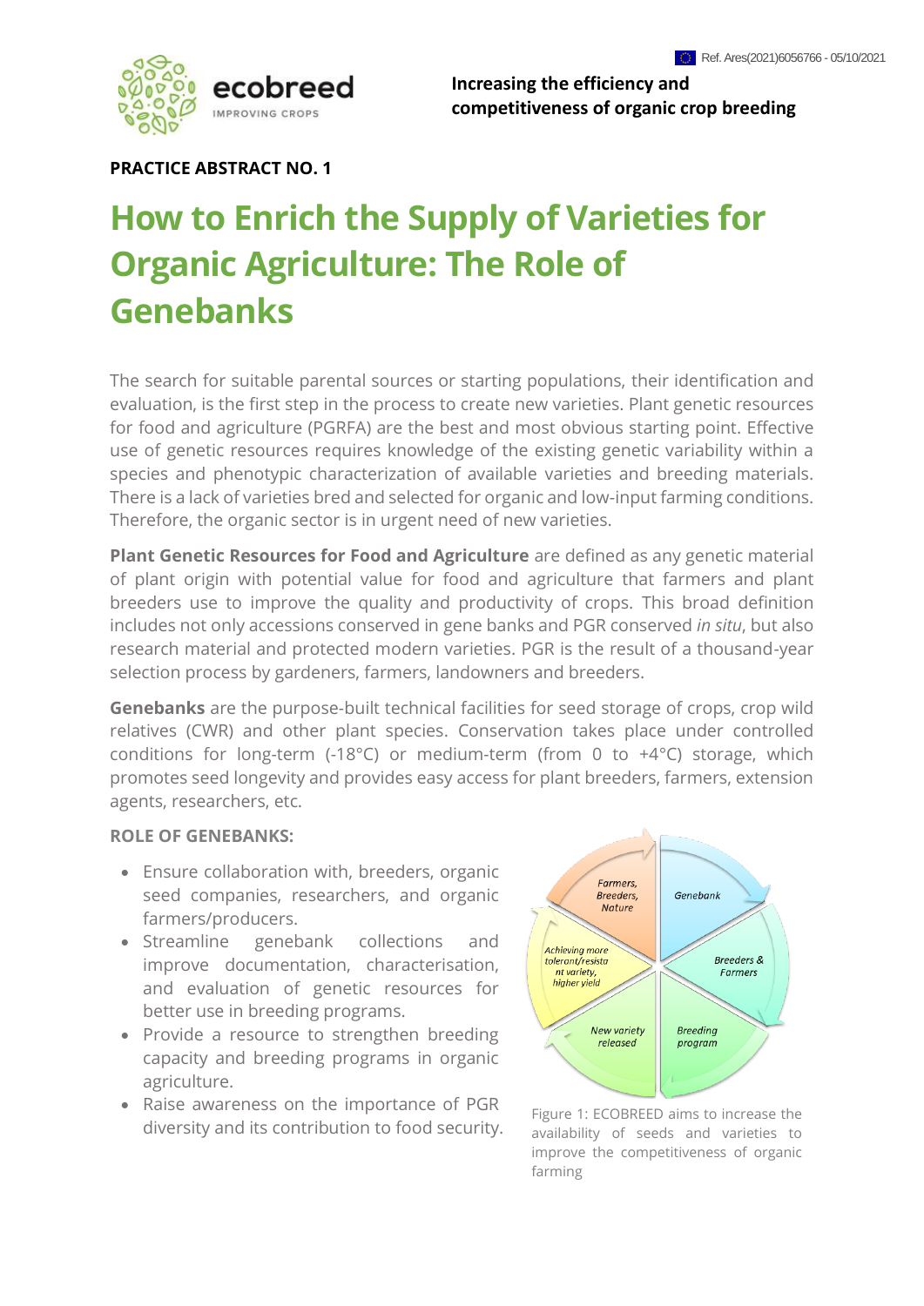Increasing the efficiency and competitiveness of organic crop breeding

**PRACTICE ABSTRACT NO. 1**

# How to Enrich the Supply of Varieties for Organic Agriculture: The Role of Genebanks

The search for suitable parental sources or starting populations, their identification and evaluation, is the first step in the process to create new varieties. Plant genetic resources for food and agriculture (PGRFA) are the best and most obvious starting point. Effective use of genetic resources requires knowledge of the existing genetic variability within a species and phenotypic characterization of available varieties and breeding materials. There is a lack of varieties bred and selected for organic and low-input farming conditions. Therefore, the organic sector is in urgent need of new varieties.

**Plant Genetic Resources for Food and Agriculture** are defined as any genetic material of plant origin with potential value for food and agriculture that farmers and plant breeders use to improve the quality and productivity of crops. This broad definition includes not only accessions conserved in gene banks and PGR conserved *in situ*, but also research material and protected modern varieties. PGR is the result of a thousand-year selection process by gardeners, farmers, landowners and breeders.

**Genebanks** are the purpose-built technical facilities for seed storage of crops, crop wild relatives (CWR) and other plant species. Conservation takes place under controlled conditions for long-term (-18°C) or medium-term (from 0 to +4°C) storage, which promotes seed longevity and provides easy access for plant breeders, farmers, extension agents, researchers, etc.

**ROLE OF GENEBANKS:**

- Ensure collaboration with, breeders, organic seed companies, researchers, and organic farmers/producers.
- Streamline genebank collections and improve documentation, characterisation, and evaluation of genetic resources for better use in breeding programs.
- Provide a resource to strengthen breeding capacity and breeding programs in organic agriculture.
- Raise awareness on the importance of PGR diversity and its contribution to food security.

Figure 1: ECOBREED aims to increase the availability of seeds and varieties to improve the competitiveness of organic farming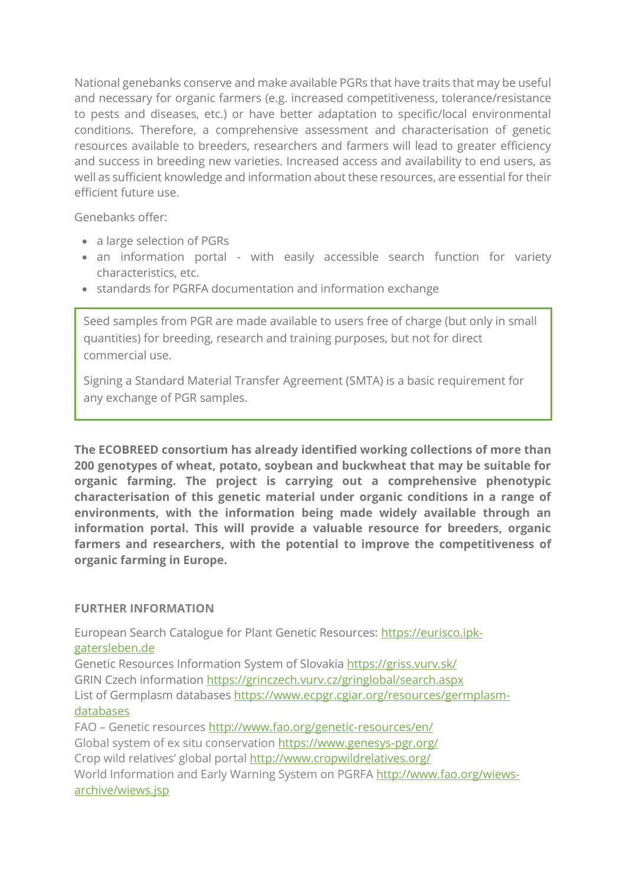National genebanks conserve and make available PGRs that have traits that may be useful and necessary for organic farmers (e.g. increased competitiveness, tolerance/resistance to pests and diseases, etc.) or have better adaptation to specific/local environmental conditions. Therefore, a comprehensive assessment and characterisation of genetic resources available to breeders, researchers and farmers will lead to greater efficiency and success in breeding new varieties. Increased access and availability to end users, as well as sufficient knowledge and information about these resources, are essential for their efficient future use.

Genebanks offer:

- a large selection of PGRs
- an information portal - with easily accessible search function for variety characteristics, etc.
- standards for PGRFA documentation and information exchange

> Seed samples from PGR are made available to users free of charge (but only in small quantities) for breeding, research and training purposes, but not for direct commercial use.
>
> Signing a Standard Material Transfer Agreement (SMTA) is a basic requirement for any exchange of PGR samples.

**The ECOBREED consortium has already identified working collections of more than 200 genotypes of wheat, potato, soybean and buckwheat that may be suitable for organic farming. The project is carrying out a comprehensive phenotypic characterisation of this genetic material under organic conditions in a range of environments, with the information being made widely available through an information portal. This will provide a valuable resource for breeders, organic farmers and researchers, with the potential to improve the competitiveness of organic farming in Europe.**

## FURTHER INFORMATION

European Search Catalogue for Plant Genetic Resources: https://eurisco.ipk-gatersleben.de
Genetic Resources Information System of Slovakia https://griss.vurv.sk/
GRIN Czech information https://grinczech.vurv.cz/gringlobal/search.aspx
List of Germplasm databases https://www.ecpgr.cgiar.org/resources/germplasm-databases
FAO – Genetic resources http://www.fao.org/genetic-resources/en/
Global system of ex situ conservation https://www.genesys-pgr.org/
Crop wild relatives' global portal http://www.cropwildrelatives.org/
World Information and Early Warning System on PGRFA http://www.fao.org/wiews-archive/wiews.jsp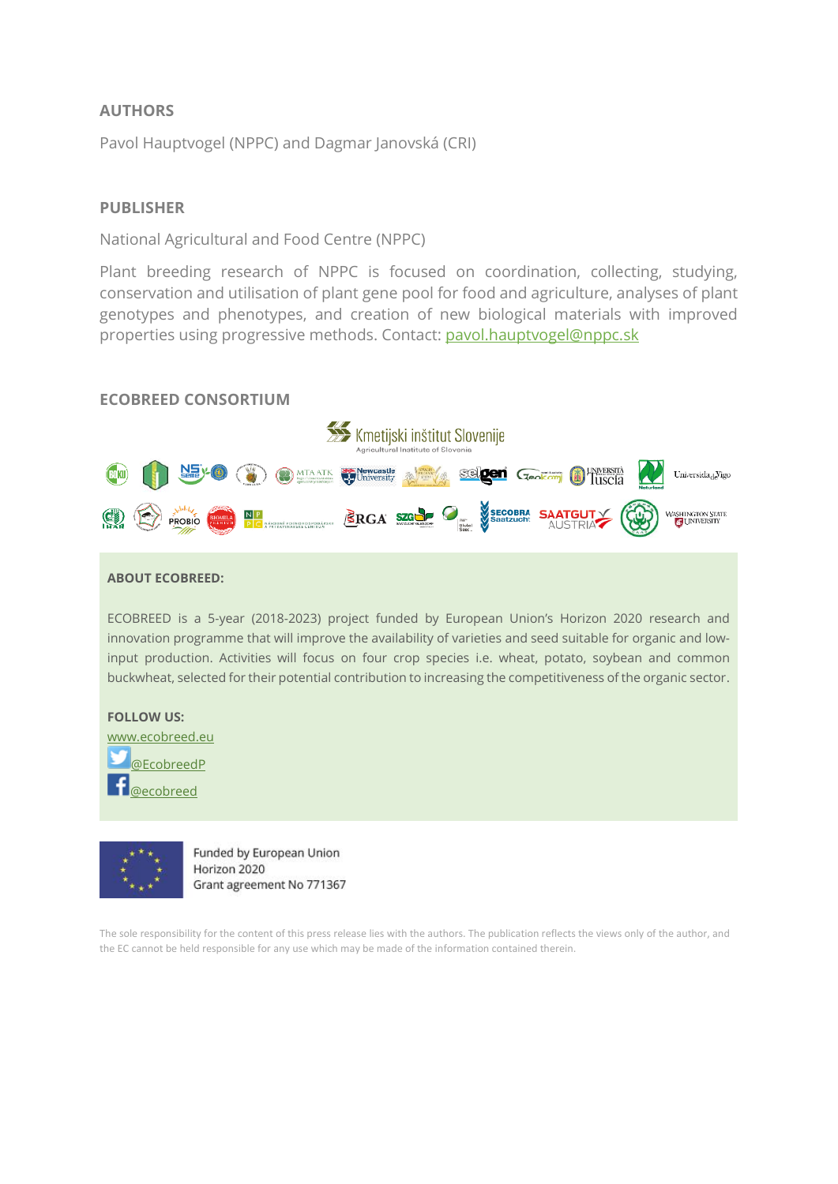## AUTHORS

Pavol Hauptvogel (NPPC) and Dagmar Janovská (CRI)

## PUBLISHER

National Agricultural and Food Centre (NPPC)

Plant breeding research of NPPC is focused on coordination, collecting, studying, conservation and utilisation of plant gene pool for food and agriculture, analyses of plant genotypes and phenotypes, and creation of new biological materials with improved properties using progressive methods. Contact: pavol.hauptvogel@nppc.sk

## ECOBREED CONSORTIUM

### ABOUT ECOBREED:

ECOBREED is a 5-year (2018-2023) project funded by European Union's Horizon 2020 research and innovation programme that will improve the availability of varieties and seed suitable for organic and low-input production. Activities will focus on four crop species i.e. wheat, potato, soybean and common buckwheat, selected for their potential contribution to increasing the competitiveness of the organic sector.

**FOLLOW US:**

www.ecobreed.eu

@EcobreedP

@ecobreed

Funded by European Union
Horizon 2020
Grant agreement No 771367

The sole responsibility for the content of this press release lies with the authors. The publication reflects the views only of the author, and the EC cannot be held responsible for any use which may be made of the information contained therein.